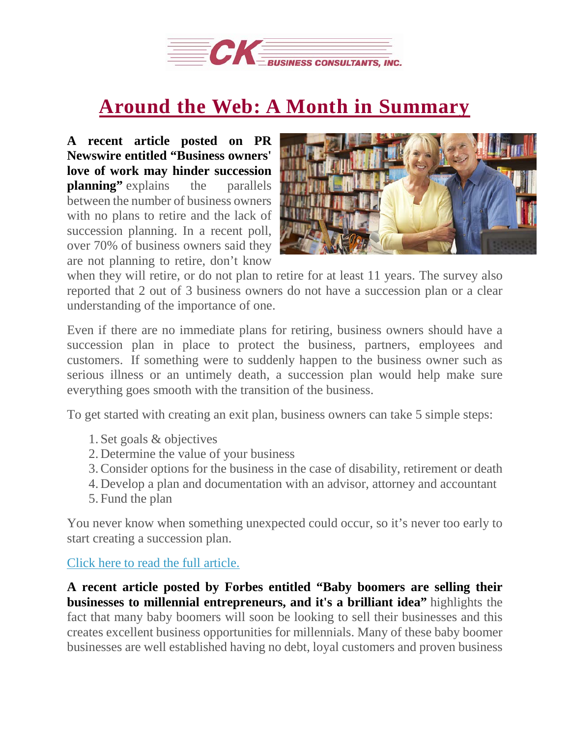# Around the Web: A Month in Summary

**A recent article posted on PR Newswire entitled "Business owners' love of work may hinder succession planning"** explains the parallels between the number of business owners with no plans to retire and the lack of succession planning. In a recent poll, over 70% of business owners said they are not planning to retire, don't know when they will retire, or do not plan to retire for at least 11 years. The survey also reported that 2 out of 3 business owners do not have a succession plan or a clear understanding of the importance of one.

Even if there are no immediate plans for retiring, business owners should have a succession plan in place to protect the business, partners, employees and customers. If something were to suddenly happen to the business owner such as serious illness or an untimely death, a succession plan would help make sure everything goes smooth with the transition of the business.

To get started with creating an exit plan, business owners can take 5 simple steps:

1. Set goals & objectives
2. Determine the value of your business
3. Consider options for the business in the case of disability, retirement or death
4. Develop a plan and documentation with an advisor, attorney and accountant
5. Fund the plan

You never know when something unexpected could occur, so it's never too early to start creating a succession plan.

Click here to read the full article.

**A recent article posted by Forbes entitled "Baby boomers are selling their businesses to millennial entrepreneurs, and it's a brilliant idea"** highlights the fact that many baby boomers will soon be looking to sell their businesses and this creates excellent business opportunities for millennials. Many of these baby boomer businesses are well established having no debt, loyal customers and proven business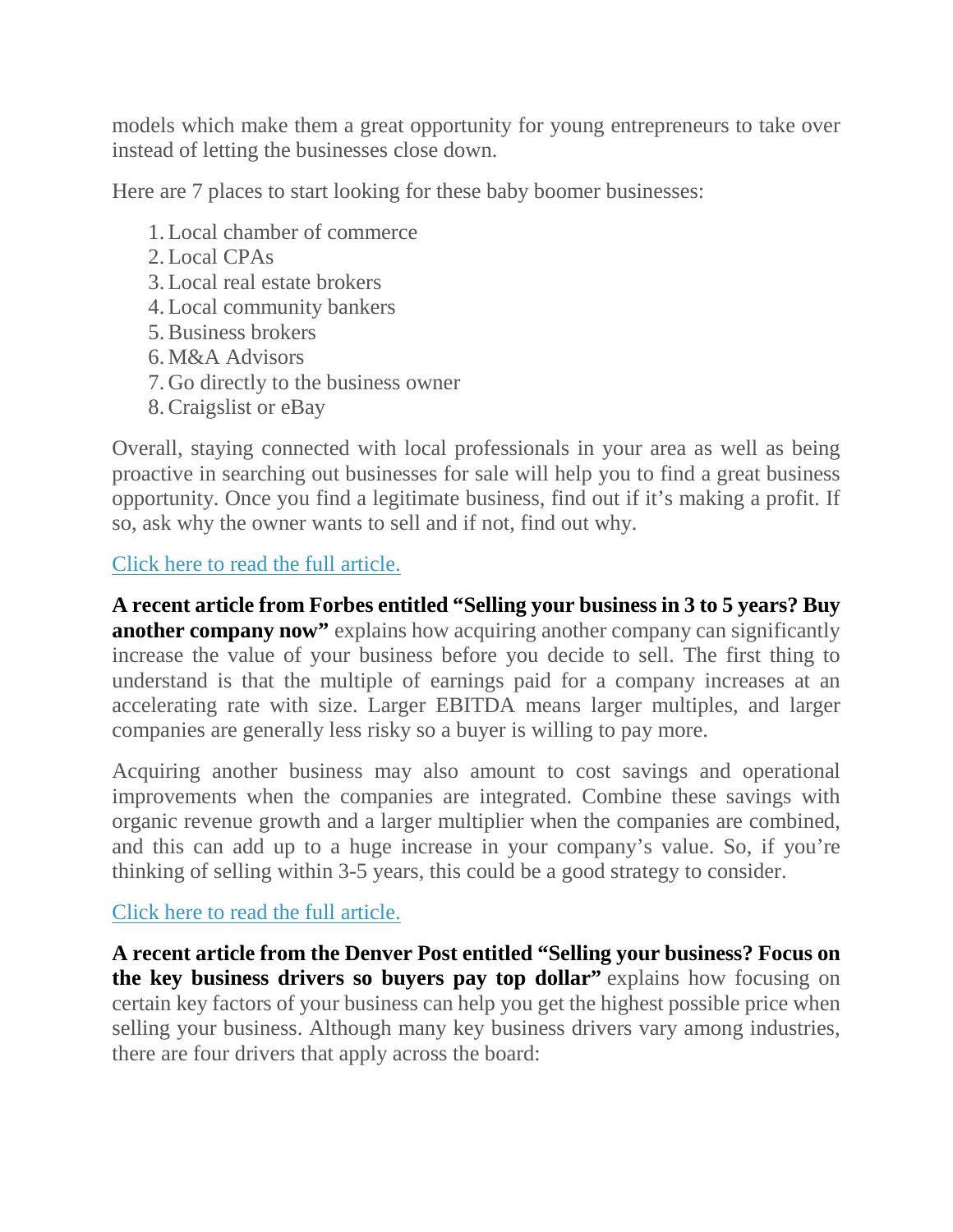models which make them a great opportunity for young entrepreneurs to take over instead of letting the businesses close down.

Here are 7 places to start looking for these baby boomer businesses:

1. Local chamber of commerce
2. Local CPAs
3. Local real estate brokers
4. Local community bankers
5. Business brokers
6. M&A Advisors
7. Go directly to the business owner
8. Craigslist or eBay

Overall, staying connected with local professionals in your area as well as being proactive in searching out businesses for sale will help you to find a great business opportunity. Once you find a legitimate business, find out if it's making a profit. If so, ask why the owner wants to sell and if not, find out why.

Click here to read the full article.

**A recent article from Forbes entitled "Selling your business in 3 to 5 years? Buy another company now"** explains how acquiring another company can significantly increase the value of your business before you decide to sell. The first thing to understand is that the multiple of earnings paid for a company increases at an accelerating rate with size. Larger EBITDA means larger multiples, and larger companies are generally less risky so a buyer is willing to pay more.

Acquiring another business may also amount to cost savings and operational improvements when the companies are integrated. Combine these savings with organic revenue growth and a larger multiplier when the companies are combined, and this can add up to a huge increase in your company's value. So, if you're thinking of selling within 3-5 years, this could be a good strategy to consider.

Click here to read the full article.

**A recent article from the Denver Post entitled "Selling your business? Focus on the key business drivers so buyers pay top dollar"** explains how focusing on certain key factors of your business can help you get the highest possible price when selling your business. Although many key business drivers vary among industries, there are four drivers that apply across the board: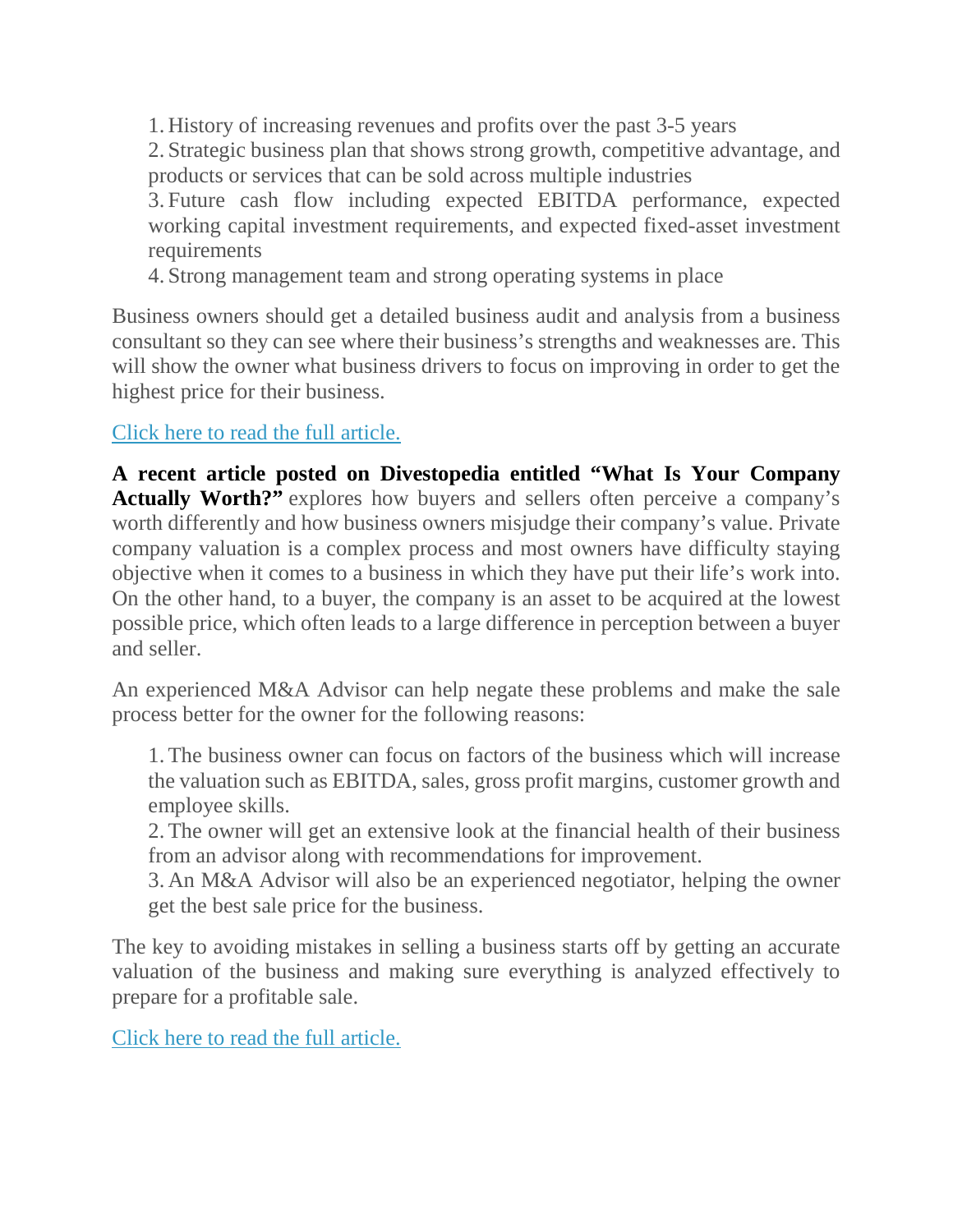1. History of increasing revenues and profits over the past 3-5 years
2. Strategic business plan that shows strong growth, competitive advantage, and products or services that can be sold across multiple industries
3. Future cash flow including expected EBITDA performance, expected working capital investment requirements, and expected fixed-asset investment requirements
4. Strong management team and strong operating systems in place

Business owners should get a detailed business audit and analysis from a business consultant so they can see where their business's strengths and weaknesses are. This will show the owner what business drivers to focus on improving in order to get the highest price for their business.

Click here to read the full article.

**A recent article posted on Divestopedia entitled "What Is Your Company Actually Worth?"** explores how buyers and sellers often perceive a company's worth differently and how business owners misjudge their company's value. Private company valuation is a complex process and most owners have difficulty staying objective when it comes to a business in which they have put their life's work into. On the other hand, to a buyer, the company is an asset to be acquired at the lowest possible price, which often leads to a large difference in perception between a buyer and seller.

An experienced M&A Advisor can help negate these problems and make the sale process better for the owner for the following reasons:

1. The business owner can focus on factors of the business which will increase the valuation such as EBITDA, sales, gross profit margins, customer growth and employee skills.
2. The owner will get an extensive look at the financial health of their business from an advisor along with recommendations for improvement.
3. An M&A Advisor will also be an experienced negotiator, helping the owner get the best sale price for the business.

The key to avoiding mistakes in selling a business starts off by getting an accurate valuation of the business and making sure everything is analyzed effectively to prepare for a profitable sale.

Click here to read the full article.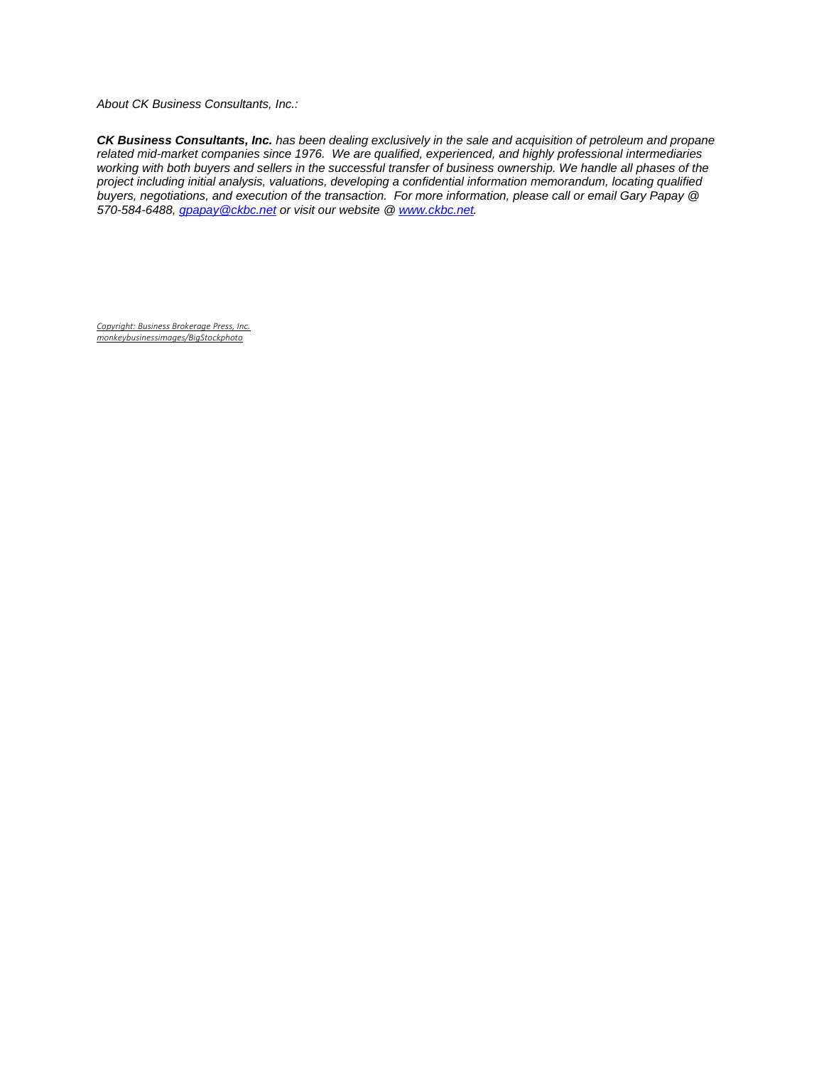*About CK Business Consultants, Inc.:*

***CK Business Consultants, Inc.*** *has been dealing exclusively in the sale and acquisition of petroleum and propane related mid-market companies since 1976. We are qualified, experienced, and highly professional intermediaries working with both buyers and sellers in the successful transfer of business ownership. We handle all phases of the project including initial analysis, valuations, developing a confidential information memorandum, locating qualified buyers, negotiations, and execution of the transaction. For more information, please call or email Gary Papay @ 570-584-6488, [gpapay@ckbc.net](mailto:gpapay@ckbc.net) or visit our website @ [www.ckbc.net](http://www.ckbc.net).*

*Copyright: Business Brokerage Press, Inc.*
*monkeybusinessimages/BigStockphoto*